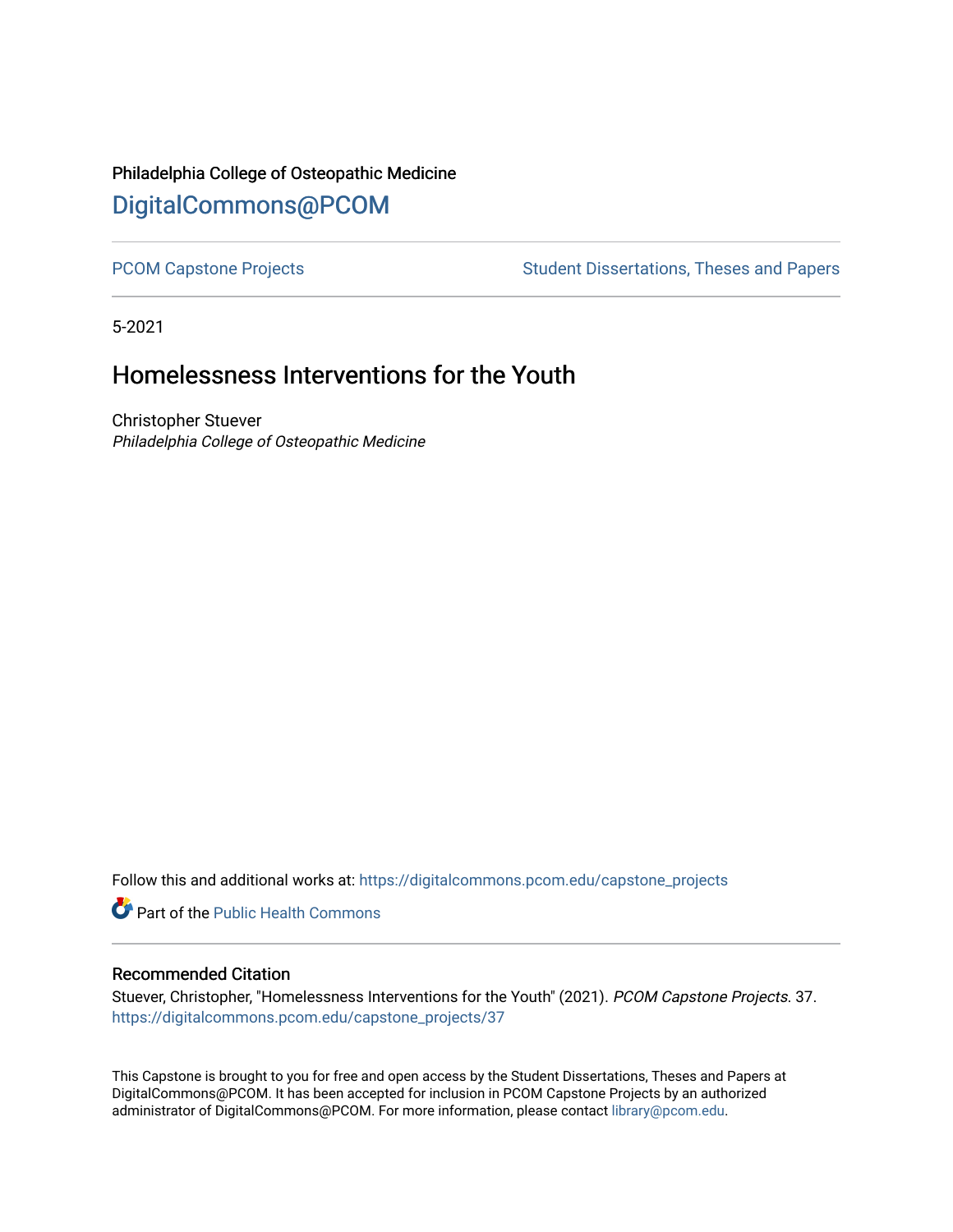Philadelphia College of Osteopathic Medicine

# DigitalCommons@PCOM

PCOM Capstone Projects | Student Dissertations, Theses and Papers

5-2021

## Homelessness Interventions for the Youth

Christopher Stuever
*Philadelphia College of Osteopathic Medicine*

Follow this and additional works at: https://digitalcommons.pcom.edu/capstone_projects

Part of the Public Health Commons

### Recommended Citation

Stuever, Christopher, "Homelessness Interventions for the Youth" (2021). *PCOM Capstone Projects*. 37.
https://digitalcommons.pcom.edu/capstone_projects/37

This Capstone is brought to you for free and open access by the Student Dissertations, Theses and Papers at DigitalCommons@PCOM. It has been accepted for inclusion in PCOM Capstone Projects by an authorized administrator of DigitalCommons@PCOM. For more information, please contact library@pcom.edu.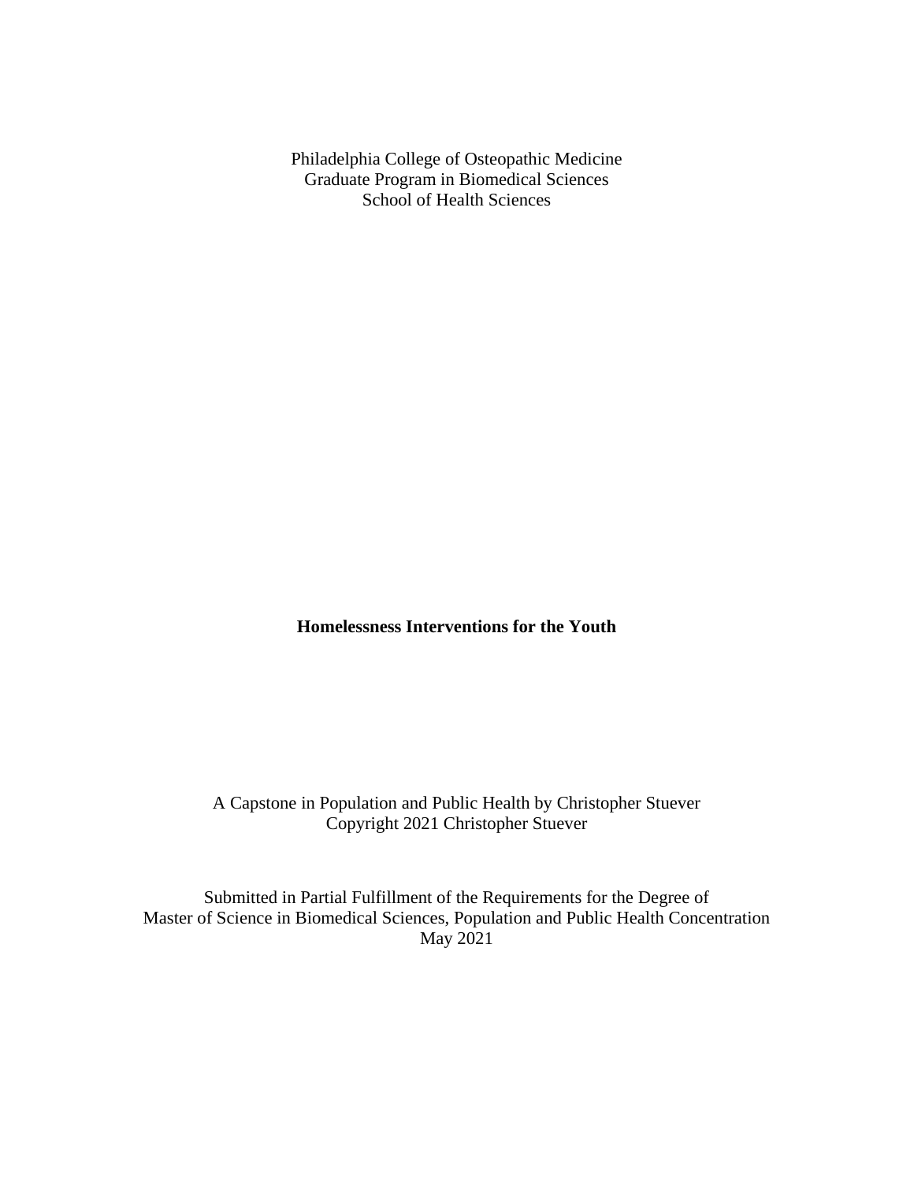Philadelphia College of Osteopathic Medicine
Graduate Program in Biomedical Sciences
School of Health Sciences

# Homelessness Interventions for the Youth

A Capstone in Population and Public Health by Christopher Stuever
Copyright 2021 Christopher Stuever

Submitted in Partial Fulfillment of the Requirements for the Degree of
Master of Science in Biomedical Sciences, Population and Public Health Concentration
May 2021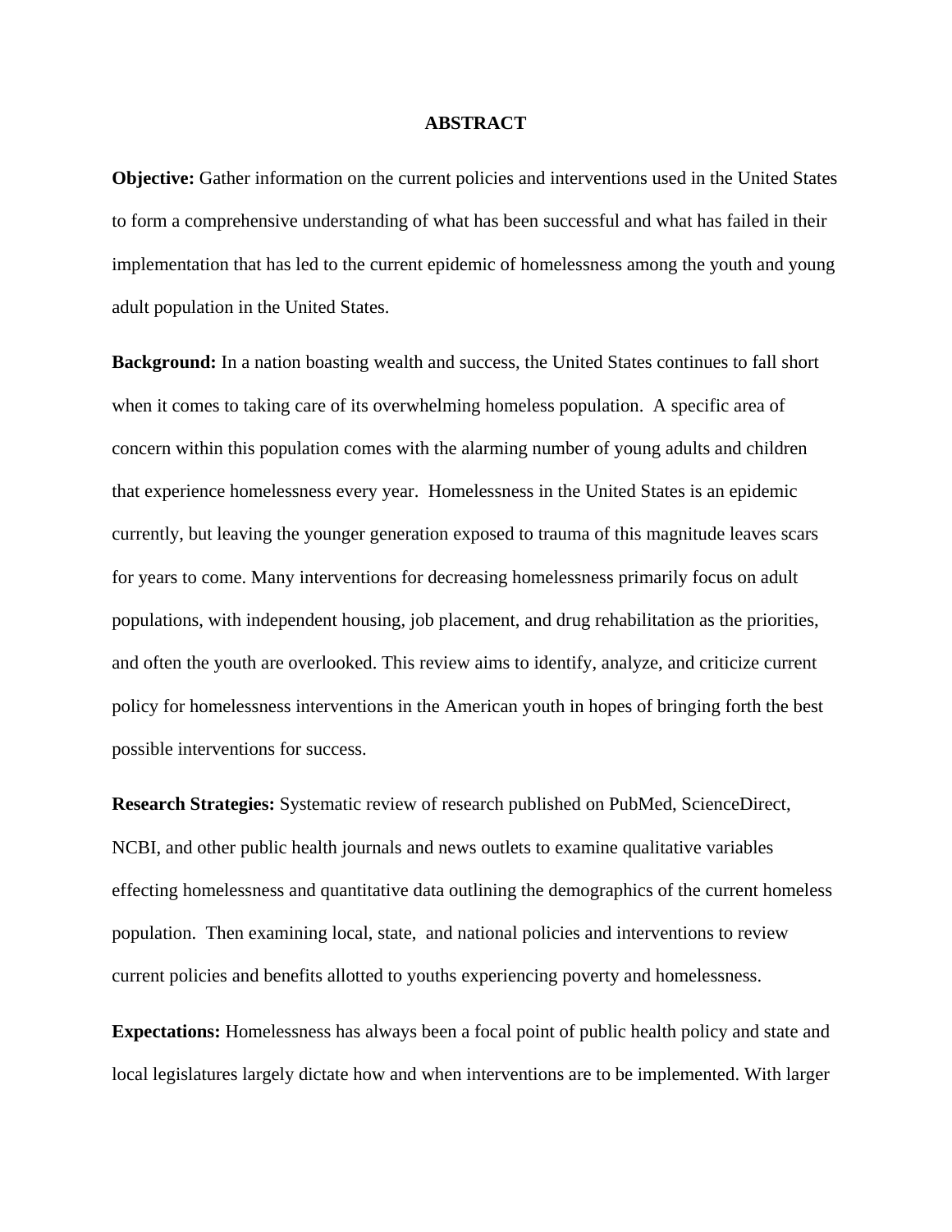# ABSTRACT

**Objective:** Gather information on the current policies and interventions used in the United States to form a comprehensive understanding of what has been successful and what has failed in their implementation that has led to the current epidemic of homelessness among the youth and young adult population in the United States.

**Background:** In a nation boasting wealth and success, the United States continues to fall short when it comes to taking care of its overwhelming homeless population. A specific area of concern within this population comes with the alarming number of young adults and children that experience homelessness every year. Homelessness in the United States is an epidemic currently, but leaving the younger generation exposed to trauma of this magnitude leaves scars for years to come. Many interventions for decreasing homelessness primarily focus on adult populations, with independent housing, job placement, and drug rehabilitation as the priorities, and often the youth are overlooked. This review aims to identify, analyze, and criticize current policy for homelessness interventions in the American youth in hopes of bringing forth the best possible interventions for success.

**Research Strategies:** Systematic review of research published on PubMed, ScienceDirect, NCBI, and other public health journals and news outlets to examine qualitative variables effecting homelessness and quantitative data outlining the demographics of the current homeless population. Then examining local, state, and national policies and interventions to review current policies and benefits allotted to youths experiencing poverty and homelessness.

**Expectations:** Homelessness has always been a focal point of public health policy and state and local legislatures largely dictate how and when interventions are to be implemented. With larger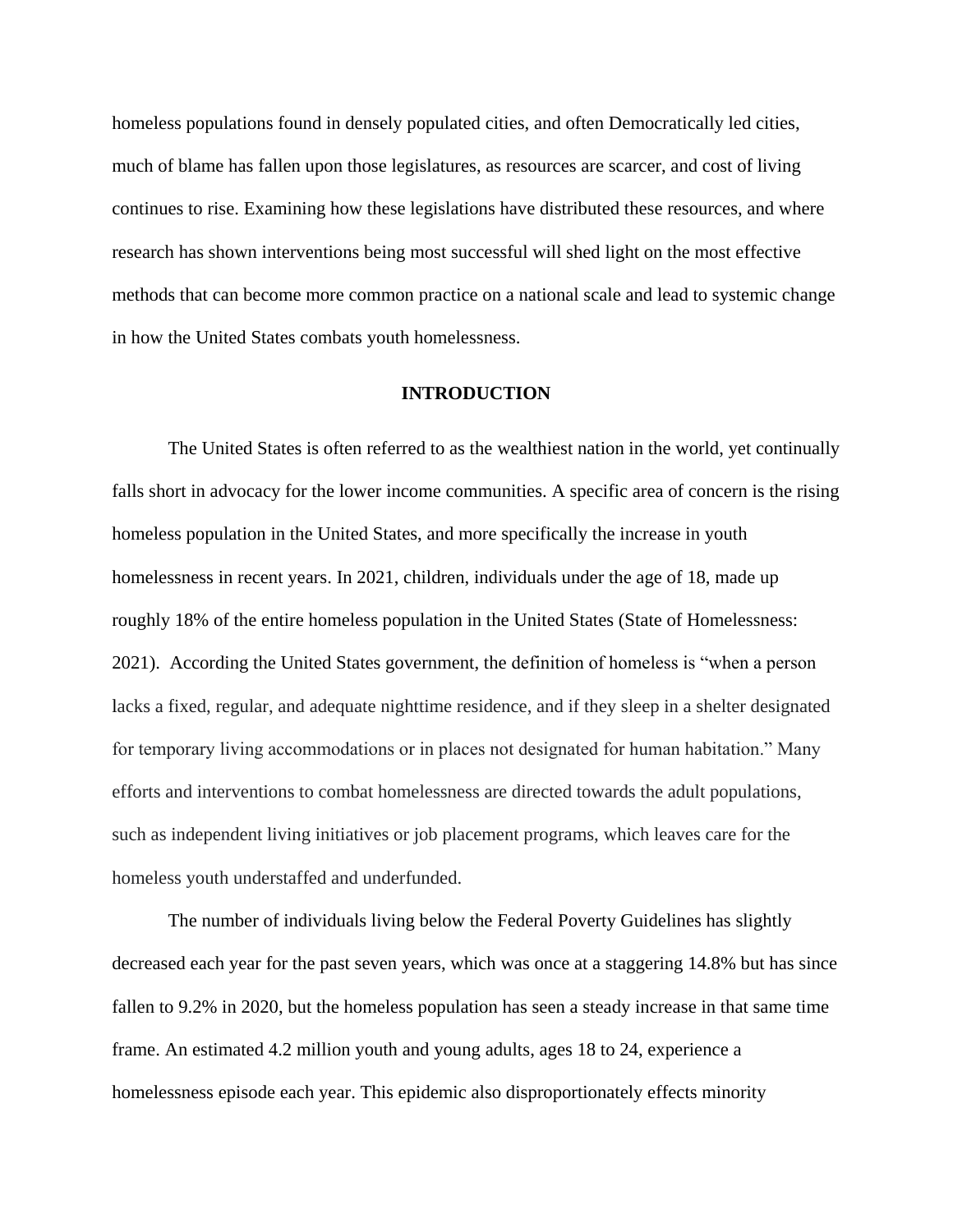homeless populations found in densely populated cities, and often Democratically led cities, much of blame has fallen upon those legislatures, as resources are scarcer, and cost of living continues to rise. Examining how these legislations have distributed these resources, and where research has shown interventions being most successful will shed light on the most effective methods that can become more common practice on a national scale and lead to systemic change in how the United States combats youth homelessness.

## INTRODUCTION

The United States is often referred to as the wealthiest nation in the world, yet continually falls short in advocacy for the lower income communities. A specific area of concern is the rising homeless population in the United States, and more specifically the increase in youth homelessness in recent years. In 2021, children, individuals under the age of 18, made up roughly 18% of the entire homeless population in the United States (State of Homelessness: 2021). According the United States government, the definition of homeless is "when a person lacks a fixed, regular, and adequate nighttime residence, and if they sleep in a shelter designated for temporary living accommodations or in places not designated for human habitation." Many efforts and interventions to combat homelessness are directed towards the adult populations, such as independent living initiatives or job placement programs, which leaves care for the homeless youth understaffed and underfunded.

The number of individuals living below the Federal Poverty Guidelines has slightly decreased each year for the past seven years, which was once at a staggering 14.8% but has since fallen to 9.2% in 2020, but the homeless population has seen a steady increase in that same time frame. An estimated 4.2 million youth and young adults, ages 18 to 24, experience a homelessness episode each year. This epidemic also disproportionately effects minority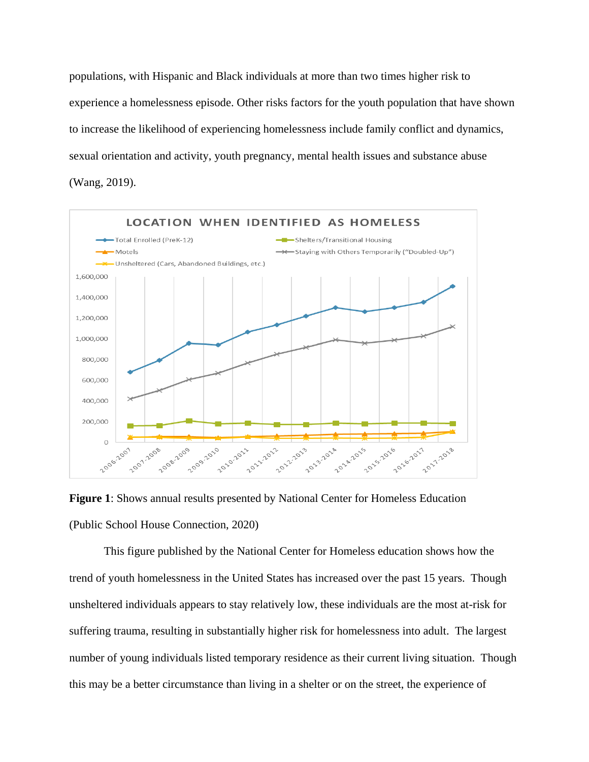populations, with Hispanic and Black individuals at more than two times higher risk to experience a homelessness episode. Other risks factors for the youth population that have shown to increase the likelihood of experiencing homelessness include family conflict and dynamics, sexual orientation and activity, youth pregnancy, mental health issues and substance abuse (Wang, 2019).

**Figure 1**: Shows annual results presented by National Center for Homeless Education (Public School House Connection, 2020)

This figure published by the National Center for Homeless education shows how the trend of youth homelessness in the United States has increased over the past 15 years. Though unsheltered individuals appears to stay relatively low, these individuals are the most at-risk for suffering trauma, resulting in substantially higher risk for homelessness into adult. The largest number of young individuals listed temporary residence as their current living situation. Though this may be a better circumstance than living in a shelter or on the street, the experience of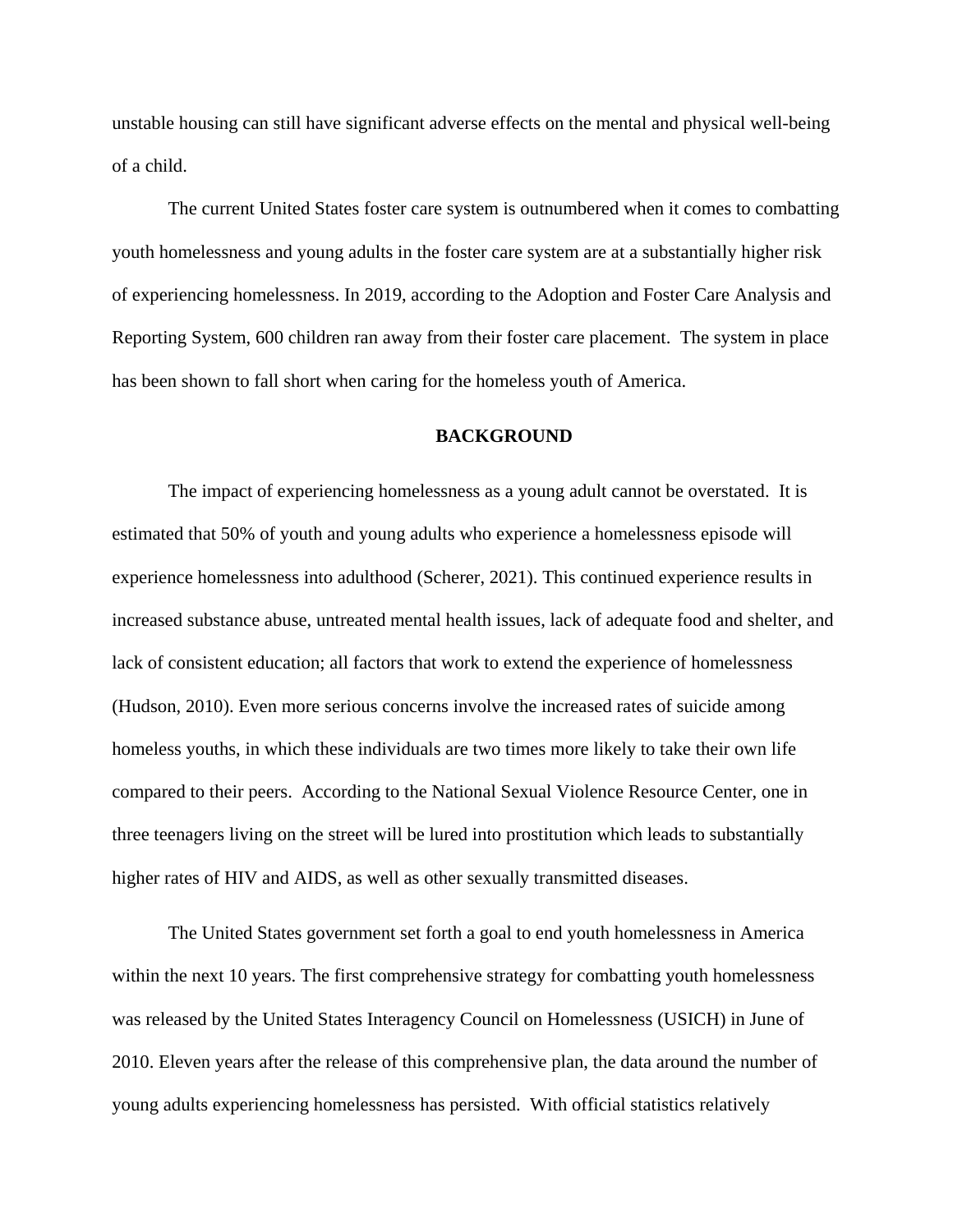unstable housing can still have significant adverse effects on the mental and physical well-being of a child.

The current United States foster care system is outnumbered when it comes to combatting youth homelessness and young adults in the foster care system are at a substantially higher risk of experiencing homelessness. In 2019, according to the Adoption and Foster Care Analysis and Reporting System, 600 children ran away from their foster care placement. The system in place has been shown to fall short when caring for the homeless youth of America.

## BACKGROUND

The impact of experiencing homelessness as a young adult cannot be overstated. It is estimated that 50% of youth and young adults who experience a homelessness episode will experience homelessness into adulthood (Scherer, 2021). This continued experience results in increased substance abuse, untreated mental health issues, lack of adequate food and shelter, and lack of consistent education; all factors that work to extend the experience of homelessness (Hudson, 2010). Even more serious concerns involve the increased rates of suicide among homeless youths, in which these individuals are two times more likely to take their own life compared to their peers. According to the National Sexual Violence Resource Center, one in three teenagers living on the street will be lured into prostitution which leads to substantially higher rates of HIV and AIDS, as well as other sexually transmitted diseases.

The United States government set forth a goal to end youth homelessness in America within the next 10 years. The first comprehensive strategy for combatting youth homelessness was released by the United States Interagency Council on Homelessness (USICH) in June of 2010. Eleven years after the release of this comprehensive plan, the data around the number of young adults experiencing homelessness has persisted. With official statistics relatively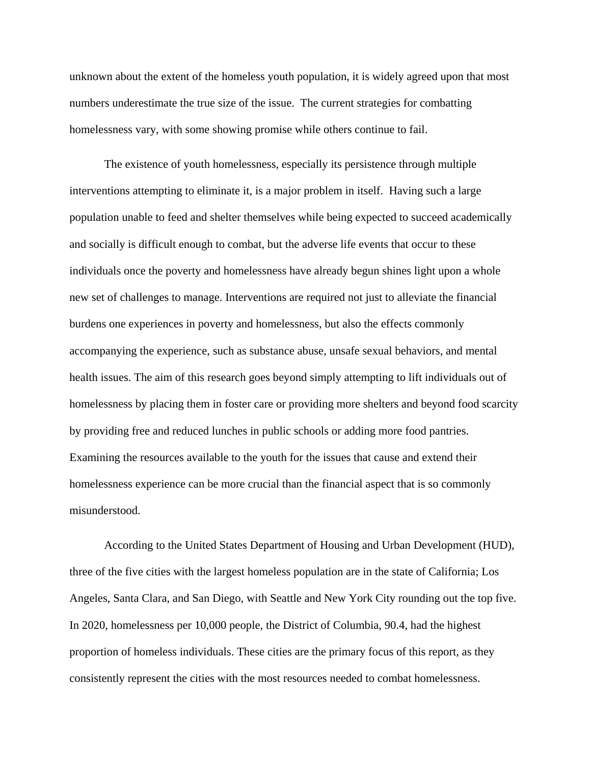unknown about the extent of the homeless youth population, it is widely agreed upon that most numbers underestimate the true size of the issue. The current strategies for combatting homelessness vary, with some showing promise while others continue to fail.

The existence of youth homelessness, especially its persistence through multiple interventions attempting to eliminate it, is a major problem in itself. Having such a large population unable to feed and shelter themselves while being expected to succeed academically and socially is difficult enough to combat, but the adverse life events that occur to these individuals once the poverty and homelessness have already begun shines light upon a whole new set of challenges to manage. Interventions are required not just to alleviate the financial burdens one experiences in poverty and homelessness, but also the effects commonly accompanying the experience, such as substance abuse, unsafe sexual behaviors, and mental health issues. The aim of this research goes beyond simply attempting to lift individuals out of homelessness by placing them in foster care or providing more shelters and beyond food scarcity by providing free and reduced lunches in public schools or adding more food pantries. Examining the resources available to the youth for the issues that cause and extend their homelessness experience can be more crucial than the financial aspect that is so commonly misunderstood.

According to the United States Department of Housing and Urban Development (HUD), three of the five cities with the largest homeless population are in the state of California; Los Angeles, Santa Clara, and San Diego, with Seattle and New York City rounding out the top five. In 2020, homelessness per 10,000 people, the District of Columbia, 90.4, had the highest proportion of homeless individuals. These cities are the primary focus of this report, as they consistently represent the cities with the most resources needed to combat homelessness.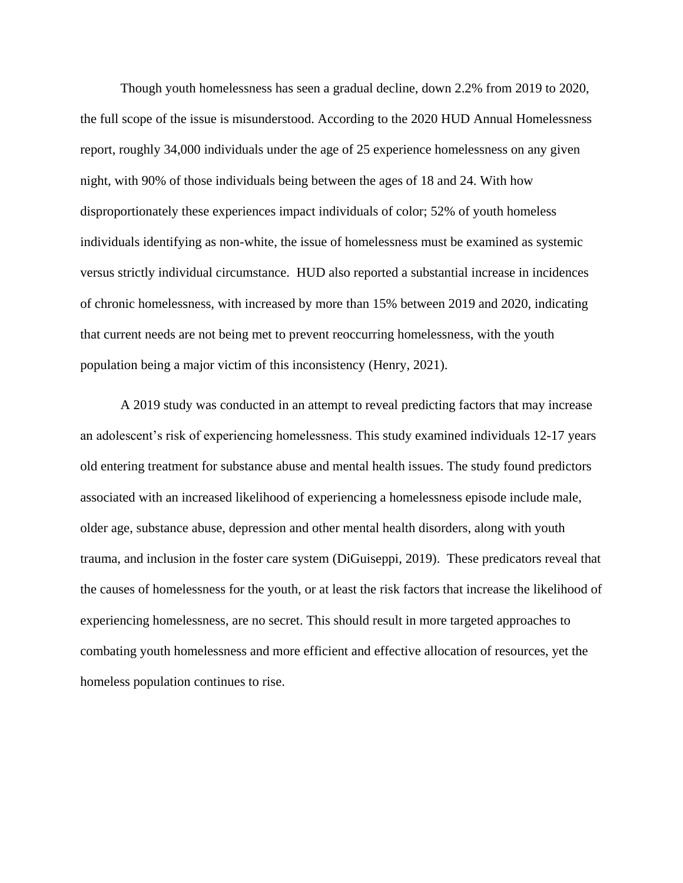Though youth homelessness has seen a gradual decline, down 2.2% from 2019 to 2020, the full scope of the issue is misunderstood. According to the 2020 HUD Annual Homelessness report, roughly 34,000 individuals under the age of 25 experience homelessness on any given night, with 90% of those individuals being between the ages of 18 and 24. With how disproportionately these experiences impact individuals of color; 52% of youth homeless individuals identifying as non-white, the issue of homelessness must be examined as systemic versus strictly individual circumstance.  HUD also reported a substantial increase in incidences of chronic homelessness, with increased by more than 15% between 2019 and 2020, indicating that current needs are not being met to prevent reoccurring homelessness, with the youth population being a major victim of this inconsistency (Henry, 2021).

A 2019 study was conducted in an attempt to reveal predicting factors that may increase an adolescent's risk of experiencing homelessness. This study examined individuals 12-17 years old entering treatment for substance abuse and mental health issues. The study found predictors associated with an increased likelihood of experiencing a homelessness episode include male, older age, substance abuse, depression and other mental health disorders, along with youth trauma, and inclusion in the foster care system (DiGuiseppi, 2019).  These predicators reveal that the causes of homelessness for the youth, or at least the risk factors that increase the likelihood of experiencing homelessness, are no secret. This should result in more targeted approaches to combating youth homelessness and more efficient and effective allocation of resources, yet the homeless population continues to rise.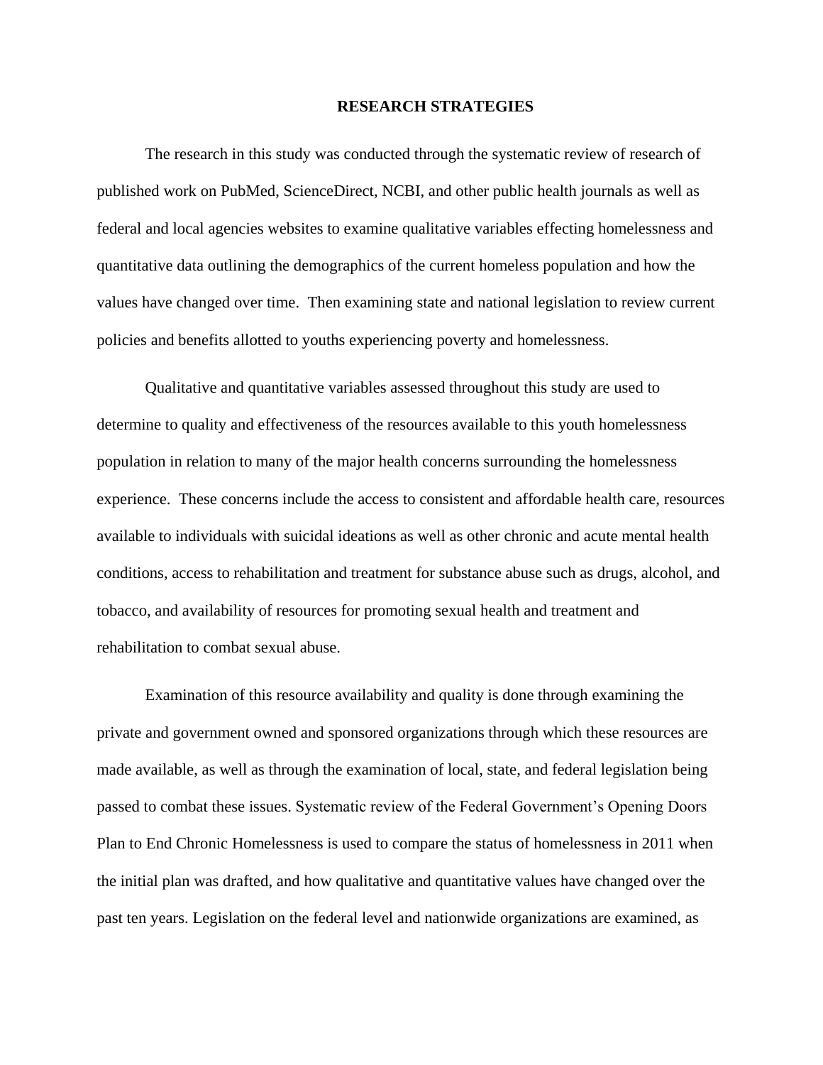## RESEARCH STRATEGIES

The research in this study was conducted through the systematic review of research of published work on PubMed, ScienceDirect, NCBI, and other public health journals as well as federal and local agencies websites to examine qualitative variables effecting homelessness and quantitative data outlining the demographics of the current homeless population and how the values have changed over time. Then examining state and national legislation to review current policies and benefits allotted to youths experiencing poverty and homelessness.

Qualitative and quantitative variables assessed throughout this study are used to determine to quality and effectiveness of the resources available to this youth homelessness population in relation to many of the major health concerns surrounding the homelessness experience. These concerns include the access to consistent and affordable health care, resources available to individuals with suicidal ideations as well as other chronic and acute mental health conditions, access to rehabilitation and treatment for substance abuse such as drugs, alcohol, and tobacco, and availability of resources for promoting sexual health and treatment and rehabilitation to combat sexual abuse.

Examination of this resource availability and quality is done through examining the private and government owned and sponsored organizations through which these resources are made available, as well as through the examination of local, state, and federal legislation being passed to combat these issues. Systematic review of the Federal Government's Opening Doors Plan to End Chronic Homelessness is used to compare the status of homelessness in 2011 when the initial plan was drafted, and how qualitative and quantitative values have changed over the past ten years. Legislation on the federal level and nationwide organizations are examined, as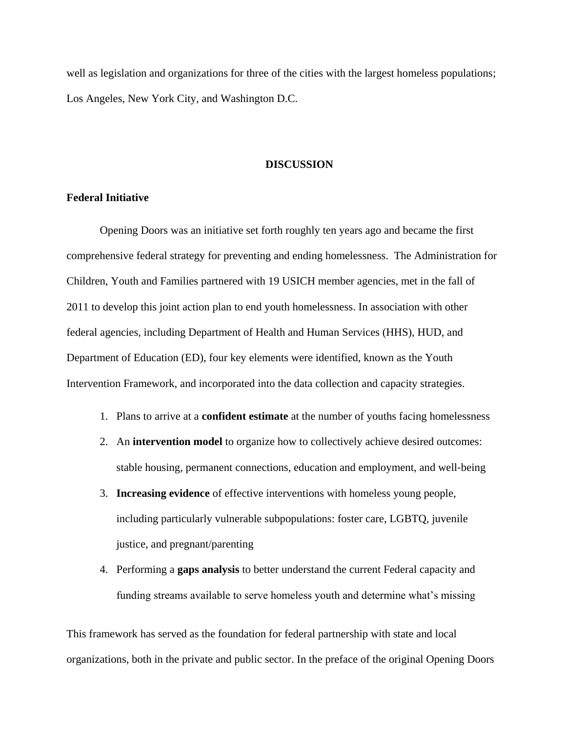well as legislation and organizations for three of the cities with the largest homeless populations; Los Angeles, New York City, and Washington D.C.

## DISCUSSION

### Federal Initiative

Opening Doors was an initiative set forth roughly ten years ago and became the first comprehensive federal strategy for preventing and ending homelessness. The Administration for Children, Youth and Families partnered with 19 USICH member agencies, met in the fall of 2011 to develop this joint action plan to end youth homelessness. In association with other federal agencies, including Department of Health and Human Services (HHS), HUD, and Department of Education (ED), four key elements were identified, known as the Youth Intervention Framework, and incorporated into the data collection and capacity strategies.

1. Plans to arrive at a **confident estimate** at the number of youths facing homelessness
2. An **intervention model** to organize how to collectively achieve desired outcomes: stable housing, permanent connections, education and employment, and well-being
3. **Increasing evidence** of effective interventions with homeless young people, including particularly vulnerable subpopulations: foster care, LGBTQ, juvenile justice, and pregnant/parenting
4. Performing a **gaps analysis** to better understand the current Federal capacity and funding streams available to serve homeless youth and determine what's missing

This framework has served as the foundation for federal partnership with state and local organizations, both in the private and public sector. In the preface of the original Opening Doors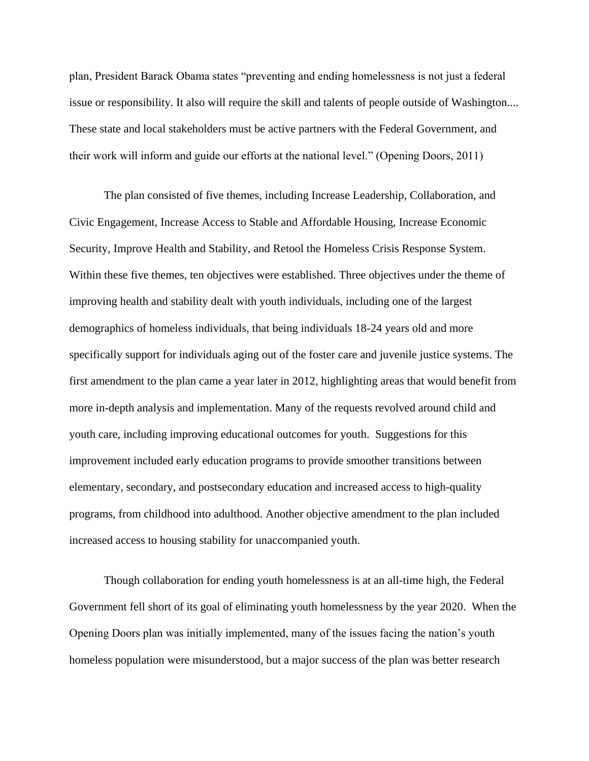plan, President Barack Obama states "preventing and ending homelessness is not just a federal issue or responsibility. It also will require the skill and talents of people outside of Washington.... These state and local stakeholders must be active partners with the Federal Government, and their work will inform and guide our efforts at the national level." (Opening Doors, 2011)

The plan consisted of five themes, including Increase Leadership, Collaboration, and Civic Engagement, Increase Access to Stable and Affordable Housing, Increase Economic Security, Improve Health and Stability, and Retool the Homeless Crisis Response System. Within these five themes, ten objectives were established. Three objectives under the theme of improving health and stability dealt with youth individuals, including one of the largest demographics of homeless individuals, that being individuals 18-24 years old and more specifically support for individuals aging out of the foster care and juvenile justice systems. The first amendment to the plan came a year later in 2012, highlighting areas that would benefit from more in-depth analysis and implementation. Many of the requests revolved around child and youth care, including improving educational outcomes for youth. Suggestions for this improvement included early education programs to provide smoother transitions between elementary, secondary, and postsecondary education and increased access to high-quality programs, from childhood into adulthood. Another objective amendment to the plan included increased access to housing stability for unaccompanied youth.

Though collaboration for ending youth homelessness is at an all-time high, the Federal Government fell short of its goal of eliminating youth homelessness by the year 2020. When the Opening Doors plan was initially implemented, many of the issues facing the nation's youth homeless population were misunderstood, but a major success of the plan was better research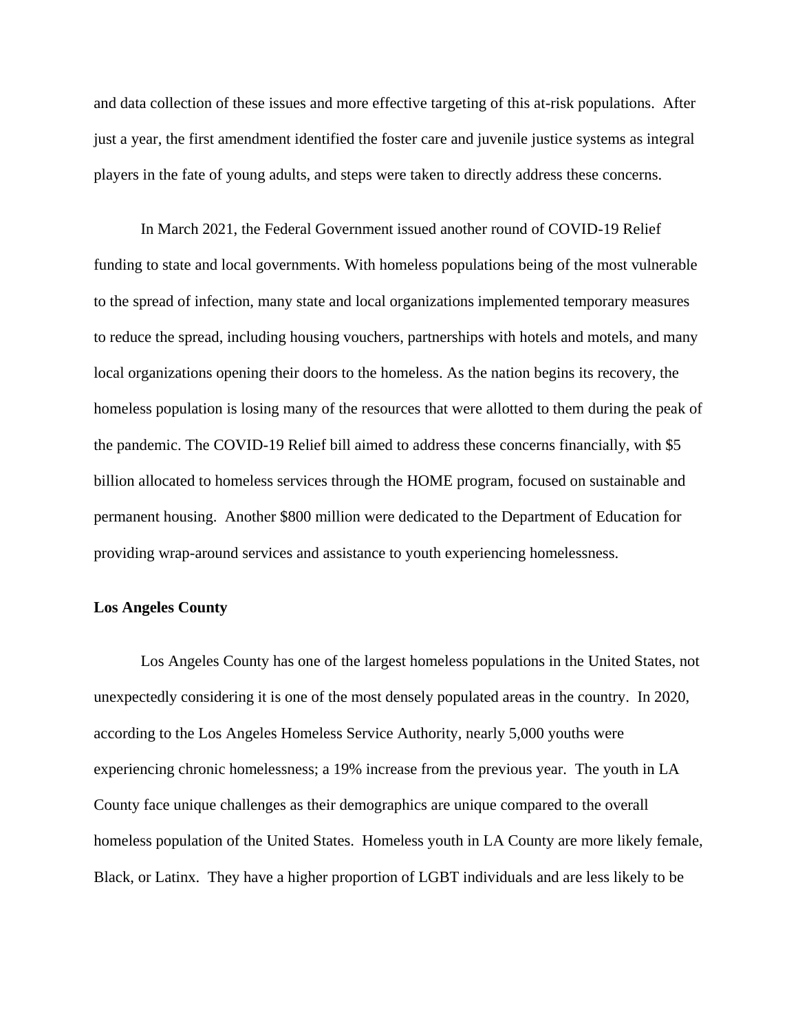and data collection of these issues and more effective targeting of this at-risk populations. After just a year, the first amendment identified the foster care and juvenile justice systems as integral players in the fate of young adults, and steps were taken to directly address these concerns.

In March 2021, the Federal Government issued another round of COVID-19 Relief funding to state and local governments. With homeless populations being of the most vulnerable to the spread of infection, many state and local organizations implemented temporary measures to reduce the spread, including housing vouchers, partnerships with hotels and motels, and many local organizations opening their doors to the homeless. As the nation begins its recovery, the homeless population is losing many of the resources that were allotted to them during the peak of the pandemic. The COVID-19 Relief bill aimed to address these concerns financially, with $5 billion allocated to homeless services through the HOME program, focused on sustainable and permanent housing. Another $800 million were dedicated to the Department of Education for providing wrap-around services and assistance to youth experiencing homelessness.

**Los Angeles County**

Los Angeles County has one of the largest homeless populations in the United States, not unexpectedly considering it is one of the most densely populated areas in the country. In 2020, according to the Los Angeles Homeless Service Authority, nearly 5,000 youths were experiencing chronic homelessness; a 19% increase from the previous year. The youth in LA County face unique challenges as their demographics are unique compared to the overall homeless population of the United States. Homeless youth in LA County are more likely female, Black, or Latinx. They have a higher proportion of LGBT individuals and are less likely to be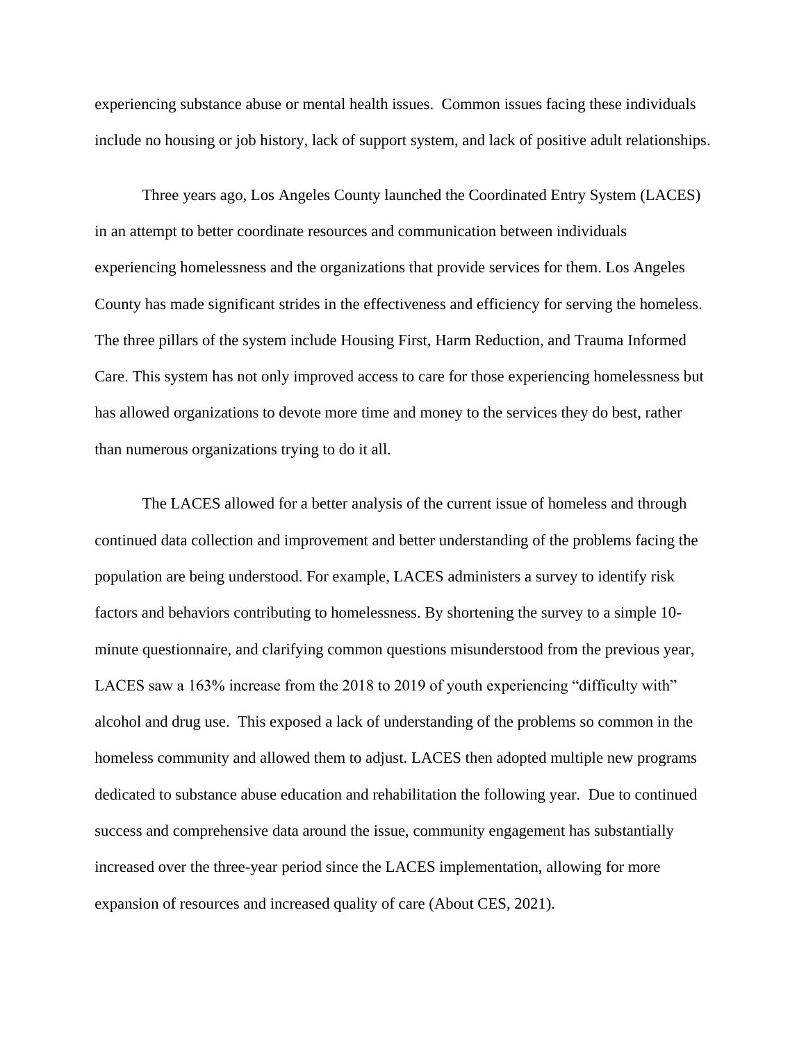experiencing substance abuse or mental health issues. Common issues facing these individuals include no housing or job history, lack of support system, and lack of positive adult relationships.

Three years ago, Los Angeles County launched the Coordinated Entry System (LACES) in an attempt to better coordinate resources and communication between individuals experiencing homelessness and the organizations that provide services for them. Los Angeles County has made significant strides in the effectiveness and efficiency for serving the homeless. The three pillars of the system include Housing First, Harm Reduction, and Trauma Informed Care. This system has not only improved access to care for those experiencing homelessness but has allowed organizations to devote more time and money to the services they do best, rather than numerous organizations trying to do it all.

The LACES allowed for a better analysis of the current issue of homeless and through continued data collection and improvement and better understanding of the problems facing the population are being understood. For example, LACES administers a survey to identify risk factors and behaviors contributing to homelessness. By shortening the survey to a simple 10-minute questionnaire, and clarifying common questions misunderstood from the previous year, LACES saw a 163% increase from the 2018 to 2019 of youth experiencing "difficulty with" alcohol and drug use. This exposed a lack of understanding of the problems so common in the homeless community and allowed them to adjust. LACES then adopted multiple new programs dedicated to substance abuse education and rehabilitation the following year. Due to continued success and comprehensive data around the issue, community engagement has substantially increased over the three-year period since the LACES implementation, allowing for more expansion of resources and increased quality of care (About CES, 2021).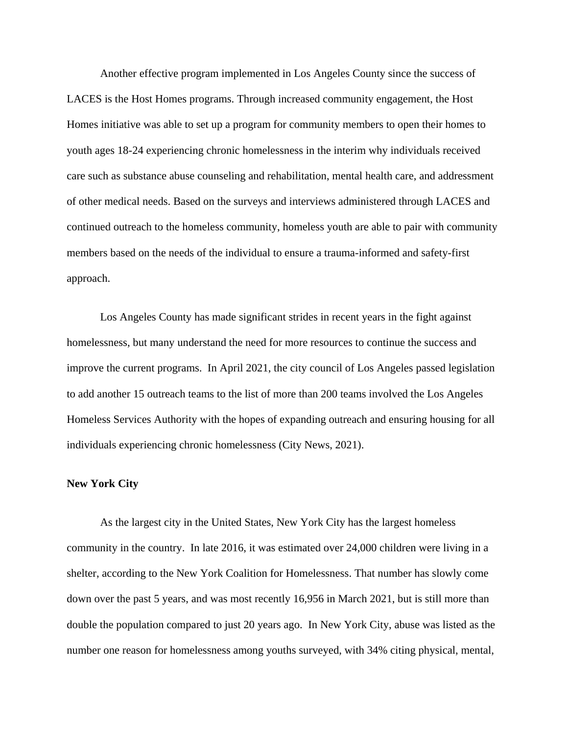Another effective program implemented in Los Angeles County since the success of LACES is the Host Homes programs. Through increased community engagement, the Host Homes initiative was able to set up a program for community members to open their homes to youth ages 18-24 experiencing chronic homelessness in the interim why individuals received care such as substance abuse counseling and rehabilitation, mental health care, and addressment of other medical needs. Based on the surveys and interviews administered through LACES and continued outreach to the homeless community, homeless youth are able to pair with community members based on the needs of the individual to ensure a trauma-informed and safety-first approach.

Los Angeles County has made significant strides in recent years in the fight against homelessness, but many understand the need for more resources to continue the success and improve the current programs. In April 2021, the city council of Los Angeles passed legislation to add another 15 outreach teams to the list of more than 200 teams involved the Los Angeles Homeless Services Authority with the hopes of expanding outreach and ensuring housing for all individuals experiencing chronic homelessness (City News, 2021).

**New York City**

As the largest city in the United States, New York City has the largest homeless community in the country. In late 2016, it was estimated over 24,000 children were living in a shelter, according to the New York Coalition for Homelessness. That number has slowly come down over the past 5 years, and was most recently 16,956 in March 2021, but is still more than double the population compared to just 20 years ago. In New York City, abuse was listed as the number one reason for homelessness among youths surveyed, with 34% citing physical, mental,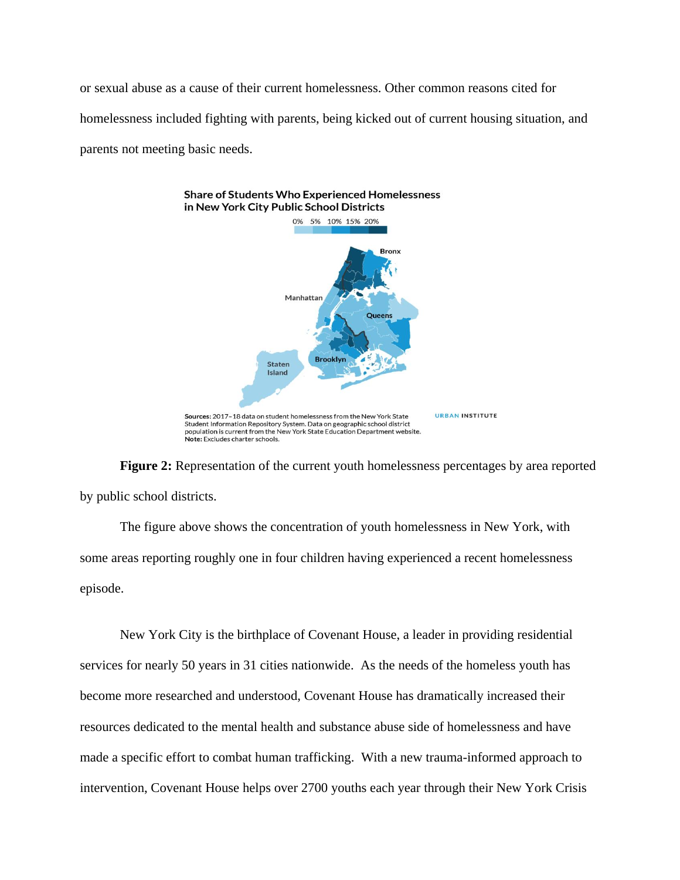or sexual abuse as a cause of their current homelessness. Other common reasons cited for homelessness included fighting with parents, being kicked out of current housing situation, and parents not meeting basic needs.

**Figure 2:** Representation of the current youth homelessness percentages by area reported by public school districts.

The figure above shows the concentration of youth homelessness in New York, with some areas reporting roughly one in four children having experienced a recent homelessness episode.

New York City is the birthplace of Covenant House, a leader in providing residential services for nearly 50 years in 31 cities nationwide. As the needs of the homeless youth has become more researched and understood, Covenant House has dramatically increased their resources dedicated to the mental health and substance abuse side of homelessness and have made a specific effort to combat human trafficking. With a new trauma-informed approach to intervention, Covenant House helps over 2700 youths each year through their New York Crisis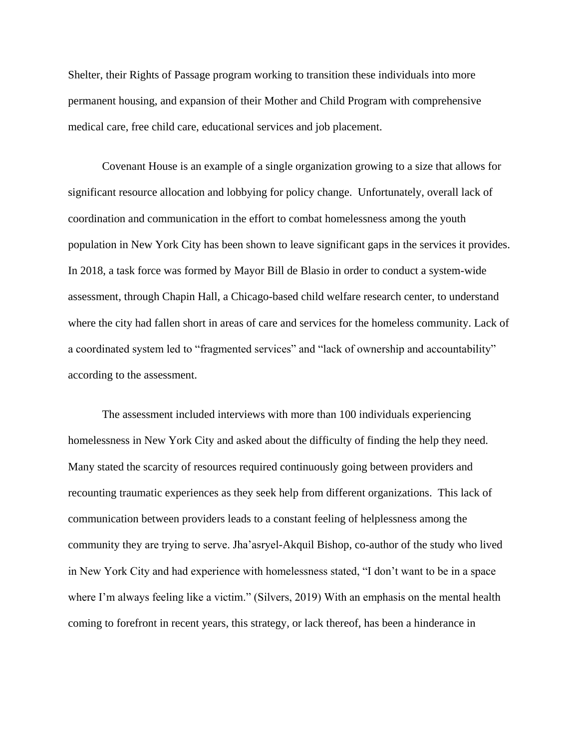Shelter, their Rights of Passage program working to transition these individuals into more permanent housing, and expansion of their Mother and Child Program with comprehensive medical care, free child care, educational services and job placement.

Covenant House is an example of a single organization growing to a size that allows for significant resource allocation and lobbying for policy change. Unfortunately, overall lack of coordination and communication in the effort to combat homelessness among the youth population in New York City has been shown to leave significant gaps in the services it provides. In 2018, a task force was formed by Mayor Bill de Blasio in order to conduct a system-wide assessment, through Chapin Hall, a Chicago-based child welfare research center, to understand where the city had fallen short in areas of care and services for the homeless community. Lack of a coordinated system led to "fragmented services" and "lack of ownership and accountability" according to the assessment.

The assessment included interviews with more than 100 individuals experiencing homelessness in New York City and asked about the difficulty of finding the help they need. Many stated the scarcity of resources required continuously going between providers and recounting traumatic experiences as they seek help from different organizations. This lack of communication between providers leads to a constant feeling of helplessness among the community they are trying to serve. Jha'asryel-Akquil Bishop, co-author of the study who lived in New York City and had experience with homelessness stated, "I don't want to be in a space where I'm always feeling like a victim." (Silvers, 2019) With an emphasis on the mental health coming to forefront in recent years, this strategy, or lack thereof, has been a hinderance in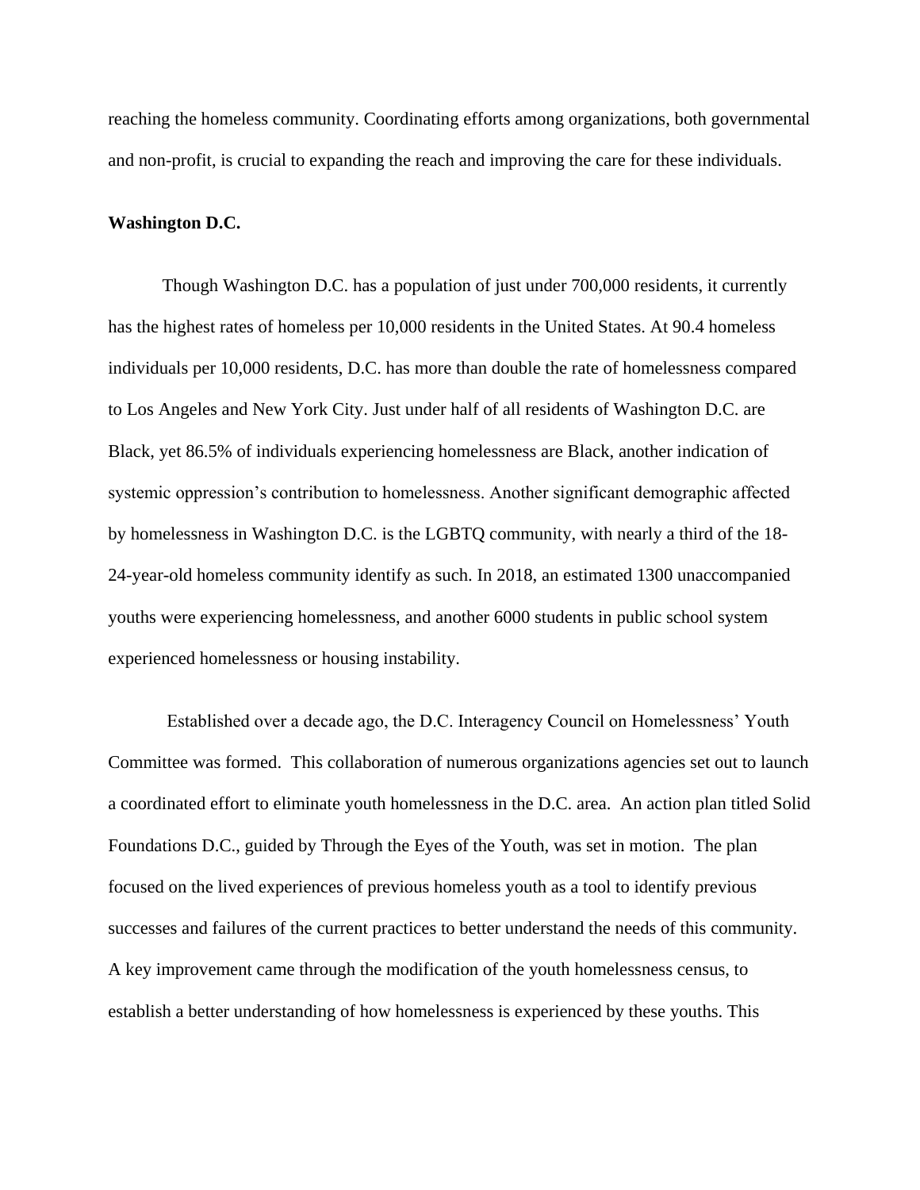reaching the homeless community. Coordinating efforts among organizations, both governmental and non-profit, is crucial to expanding the reach and improving the care for these individuals.

**Washington D.C.**

Though Washington D.C. has a population of just under 700,000 residents, it currently has the highest rates of homeless per 10,000 residents in the United States. At 90.4 homeless individuals per 10,000 residents, D.C. has more than double the rate of homelessness compared to Los Angeles and New York City. Just under half of all residents of Washington D.C. are Black, yet 86.5% of individuals experiencing homelessness are Black, another indication of systemic oppression's contribution to homelessness. Another significant demographic affected by homelessness in Washington D.C. is the LGBTQ community, with nearly a third of the 18-24-year-old homeless community identify as such. In 2018, an estimated 1300 unaccompanied youths were experiencing homelessness, and another 6000 students in public school system experienced homelessness or housing instability.

Established over a decade ago, the D.C. Interagency Council on Homelessness' Youth Committee was formed. This collaboration of numerous organizations agencies set out to launch a coordinated effort to eliminate youth homelessness in the D.C. area. An action plan titled Solid Foundations D.C., guided by Through the Eyes of the Youth, was set in motion. The plan focused on the lived experiences of previous homeless youth as a tool to identify previous successes and failures of the current practices to better understand the needs of this community. A key improvement came through the modification of the youth homelessness census, to establish a better understanding of how homelessness is experienced by these youths. This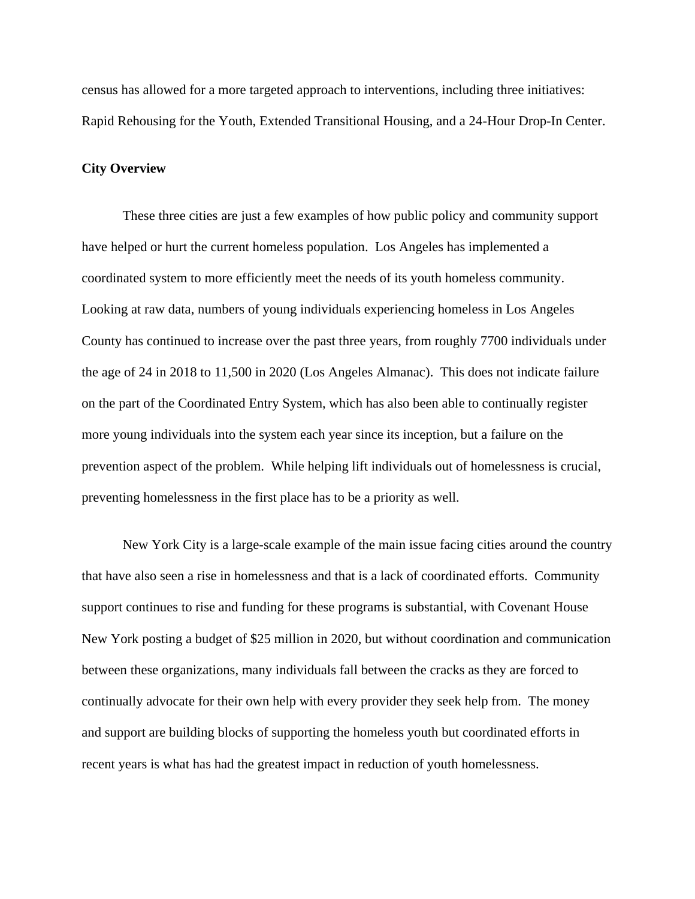census has allowed for a more targeted approach to interventions, including three initiatives: Rapid Rehousing for the Youth, Extended Transitional Housing, and a 24-Hour Drop-In Center.

**City Overview**

These three cities are just a few examples of how public policy and community support have helped or hurt the current homeless population. Los Angeles has implemented a coordinated system to more efficiently meet the needs of its youth homeless community. Looking at raw data, numbers of young individuals experiencing homeless in Los Angeles County has continued to increase over the past three years, from roughly 7700 individuals under the age of 24 in 2018 to 11,500 in 2020 (Los Angeles Almanac). This does not indicate failure on the part of the Coordinated Entry System, which has also been able to continually register more young individuals into the system each year since its inception, but a failure on the prevention aspect of the problem. While helping lift individuals out of homelessness is crucial, preventing homelessness in the first place has to be a priority as well.

New York City is a large-scale example of the main issue facing cities around the country that have also seen a rise in homelessness and that is a lack of coordinated efforts. Community support continues to rise and funding for these programs is substantial, with Covenant House New York posting a budget of $25 million in 2020, but without coordination and communication between these organizations, many individuals fall between the cracks as they are forced to continually advocate for their own help with every provider they seek help from. The money and support are building blocks of supporting the homeless youth but coordinated efforts in recent years is what has had the greatest impact in reduction of youth homelessness.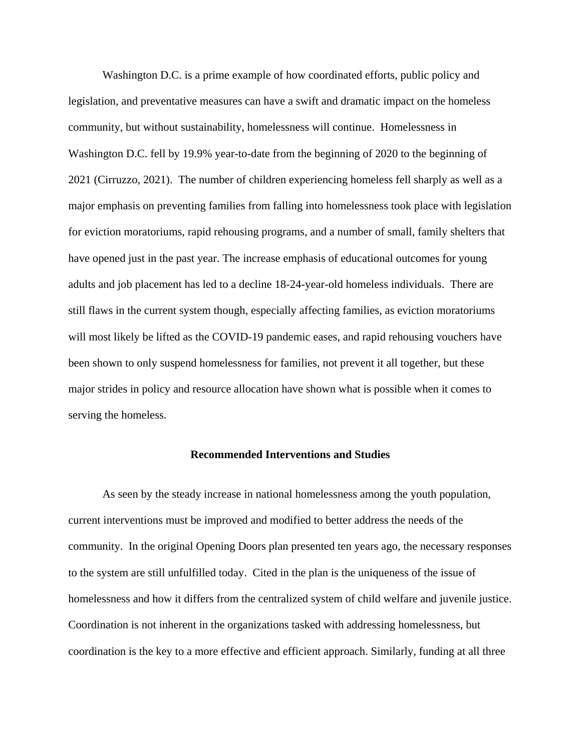Washington D.C. is a prime example of how coordinated efforts, public policy and legislation, and preventative measures can have a swift and dramatic impact on the homeless community, but without sustainability, homelessness will continue. Homelessness in Washington D.C. fell by 19.9% year-to-date from the beginning of 2020 to the beginning of 2021 (Cirruzzo, 2021). The number of children experiencing homeless fell sharply as well as a major emphasis on preventing families from falling into homelessness took place with legislation for eviction moratoriums, rapid rehousing programs, and a number of small, family shelters that have opened just in the past year. The increase emphasis of educational outcomes for young adults and job placement has led to a decline 18-24-year-old homeless individuals. There are still flaws in the current system though, especially affecting families, as eviction moratoriums will most likely be lifted as the COVID-19 pandemic eases, and rapid rehousing vouchers have been shown to only suspend homelessness for families, not prevent it all together, but these major strides in policy and resource allocation have shown what is possible when it comes to serving the homeless.

## Recommended Interventions and Studies

As seen by the steady increase in national homelessness among the youth population, current interventions must be improved and modified to better address the needs of the community. In the original Opening Doors plan presented ten years ago, the necessary responses to the system are still unfulfilled today. Cited in the plan is the uniqueness of the issue of homelessness and how it differs from the centralized system of child welfare and juvenile justice. Coordination is not inherent in the organizations tasked with addressing homelessness, but coordination is the key to a more effective and efficient approach. Similarly, funding at all three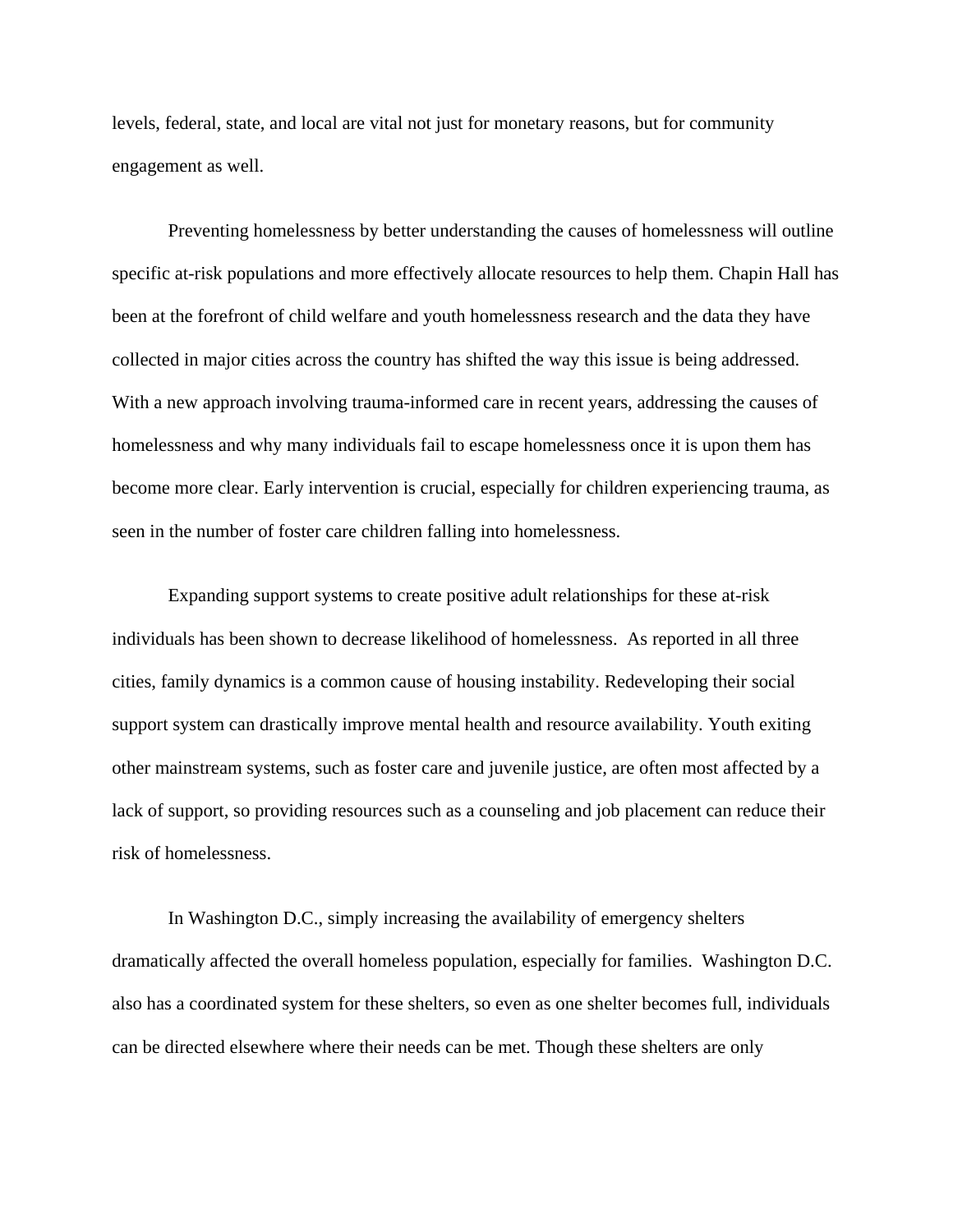levels, federal, state, and local are vital not just for monetary reasons, but for community engagement as well.

Preventing homelessness by better understanding the causes of homelessness will outline specific at-risk populations and more effectively allocate resources to help them. Chapin Hall has been at the forefront of child welfare and youth homelessness research and the data they have collected in major cities across the country has shifted the way this issue is being addressed. With a new approach involving trauma-informed care in recent years, addressing the causes of homelessness and why many individuals fail to escape homelessness once it is upon them has become more clear. Early intervention is crucial, especially for children experiencing trauma, as seen in the number of foster care children falling into homelessness.

Expanding support systems to create positive adult relationships for these at-risk individuals has been shown to decrease likelihood of homelessness.  As reported in all three cities, family dynamics is a common cause of housing instability. Redeveloping their social support system can drastically improve mental health and resource availability. Youth exiting other mainstream systems, such as foster care and juvenile justice, are often most affected by a lack of support, so providing resources such as a counseling and job placement can reduce their risk of homelessness.

In Washington D.C., simply increasing the availability of emergency shelters dramatically affected the overall homeless population, especially for families.  Washington D.C. also has a coordinated system for these shelters, so even as one shelter becomes full, individuals can be directed elsewhere where their needs can be met. Though these shelters are only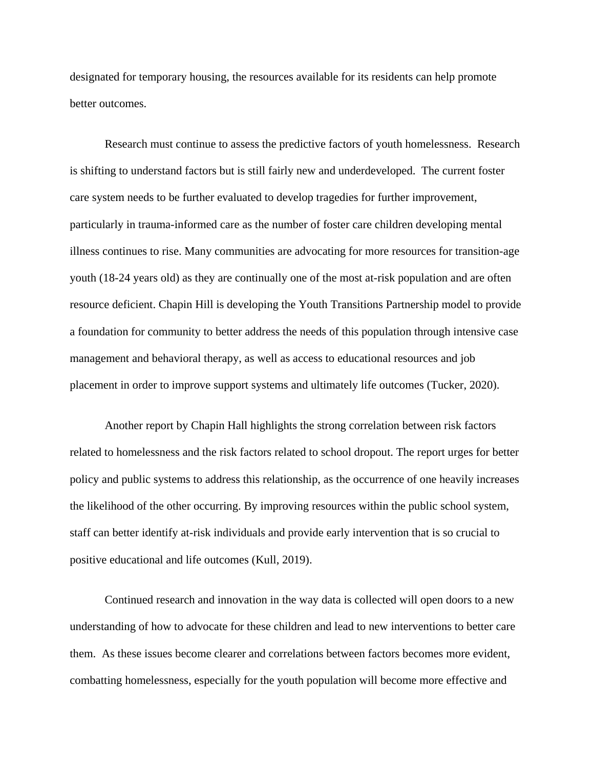designated for temporary housing, the resources available for its residents can help promote better outcomes.

Research must continue to assess the predictive factors of youth homelessness. Research is shifting to understand factors but is still fairly new and underdeveloped. The current foster care system needs to be further evaluated to develop tragedies for further improvement, particularly in trauma-informed care as the number of foster care children developing mental illness continues to rise. Many communities are advocating for more resources for transition-age youth (18-24 years old) as they are continually one of the most at-risk population and are often resource deficient. Chapin Hill is developing the Youth Transitions Partnership model to provide a foundation for community to better address the needs of this population through intensive case management and behavioral therapy, as well as access to educational resources and job placement in order to improve support systems and ultimately life outcomes (Tucker, 2020).

Another report by Chapin Hall highlights the strong correlation between risk factors related to homelessness and the risk factors related to school dropout. The report urges for better policy and public systems to address this relationship, as the occurrence of one heavily increases the likelihood of the other occurring. By improving resources within the public school system, staff can better identify at-risk individuals and provide early intervention that is so crucial to positive educational and life outcomes (Kull, 2019).

Continued research and innovation in the way data is collected will open doors to a new understanding of how to advocate for these children and lead to new interventions to better care them. As these issues become clearer and correlations between factors becomes more evident, combatting homelessness, especially for the youth population will become more effective and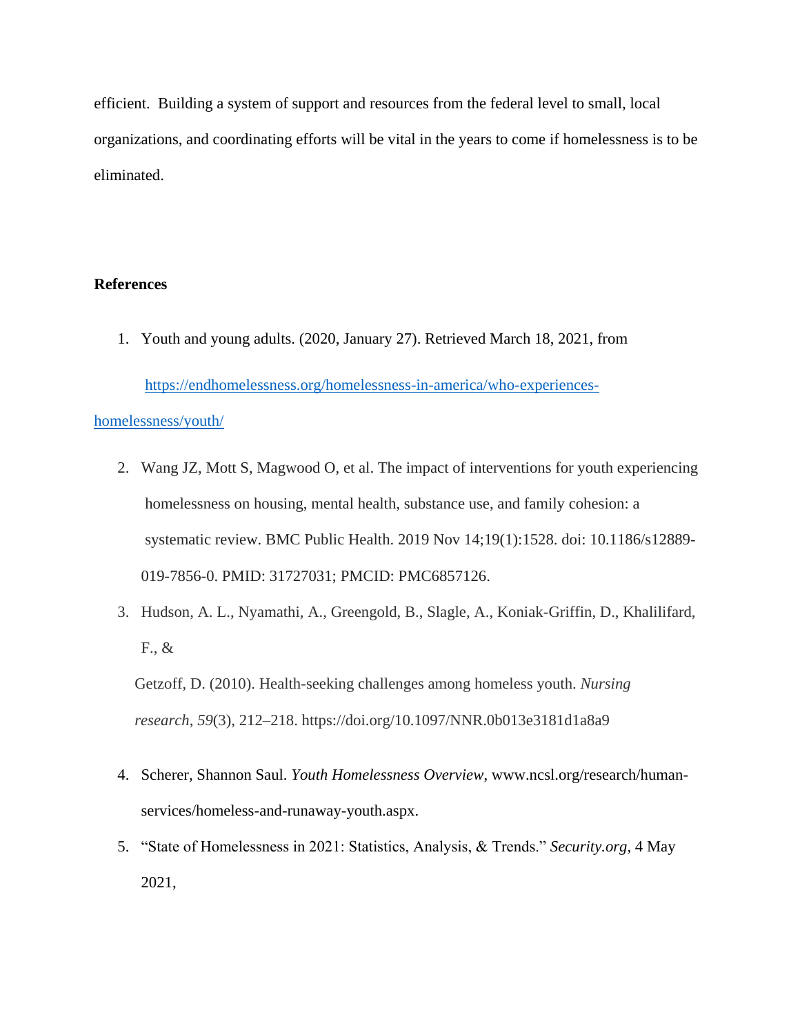efficient. Building a system of support and resources from the federal level to small, local organizations, and coordinating efforts will be vital in the years to come if homelessness is to be eliminated.

**References**

1. Youth and young adults. (2020, January 27). Retrieved March 18, 2021, from https://endhomelessness.org/homelessness-in-america/who-experiences-homelessness/youth/

2. Wang JZ, Mott S, Magwood O, et al. The impact of interventions for youth experiencing homelessness on housing, mental health, substance use, and family cohesion: a systematic review. BMC Public Health. 2019 Nov 14;19(1):1528. doi: 10.1186/s12889-019-7856-0. PMID: 31727031; PMCID: PMC6857126.

3. Hudson, A. L., Nyamathi, A., Greengold, B., Slagle, A., Koniak-Griffin, D., Khalilifard, F., & Getzoff, D. (2010). Health-seeking challenges among homeless youth. *Nursing research*, *59*(3), 212–218. https://doi.org/10.1097/NNR.0b013e3181d1a8a9

4. Scherer, Shannon Saul. *Youth Homelessness Overview*, www.ncsl.org/research/human-services/homeless-and-runaway-youth.aspx.

5. "State of Homelessness in 2021: Statistics, Analysis, & Trends." *Security.org*, 4 May 2021,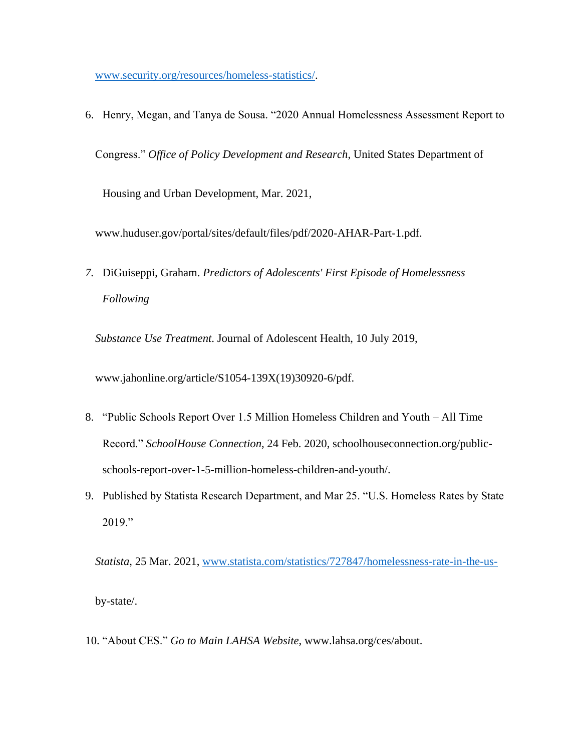www.security.org/resources/homeless-statistics/.

6. Henry, Megan, and Tanya de Sousa. "2020 Annual Homelessness Assessment Report to Congress." *Office of Policy Development and Research*, United States Department of Housing and Urban Development, Mar. 2021, www.huduser.gov/portal/sites/default/files/pdf/2020-AHAR-Part-1.pdf.

7. DiGuiseppi, Graham. *Predictors of Adolescents' First Episode of Homelessness Following Substance Use Treatment*. Journal of Adolescent Health, 10 July 2019, www.jahonline.org/article/S1054-139X(19)30920-6/pdf.

8. "Public Schools Report Over 1.5 Million Homeless Children and Youth – All Time Record." *SchoolHouse Connection*, 24 Feb. 2020, schoolhouseconnection.org/public-schools-report-over-1-5-million-homeless-children-and-youth/.

9. Published by Statista Research Department, and Mar 25. "U.S. Homeless Rates by State 2019." *Statista*, 25 Mar. 2021, www.statista.com/statistics/727847/homelessness-rate-in-the-us-by-state/.

10. "About CES." *Go to Main LAHSA Website*, www.lahsa.org/ces/about.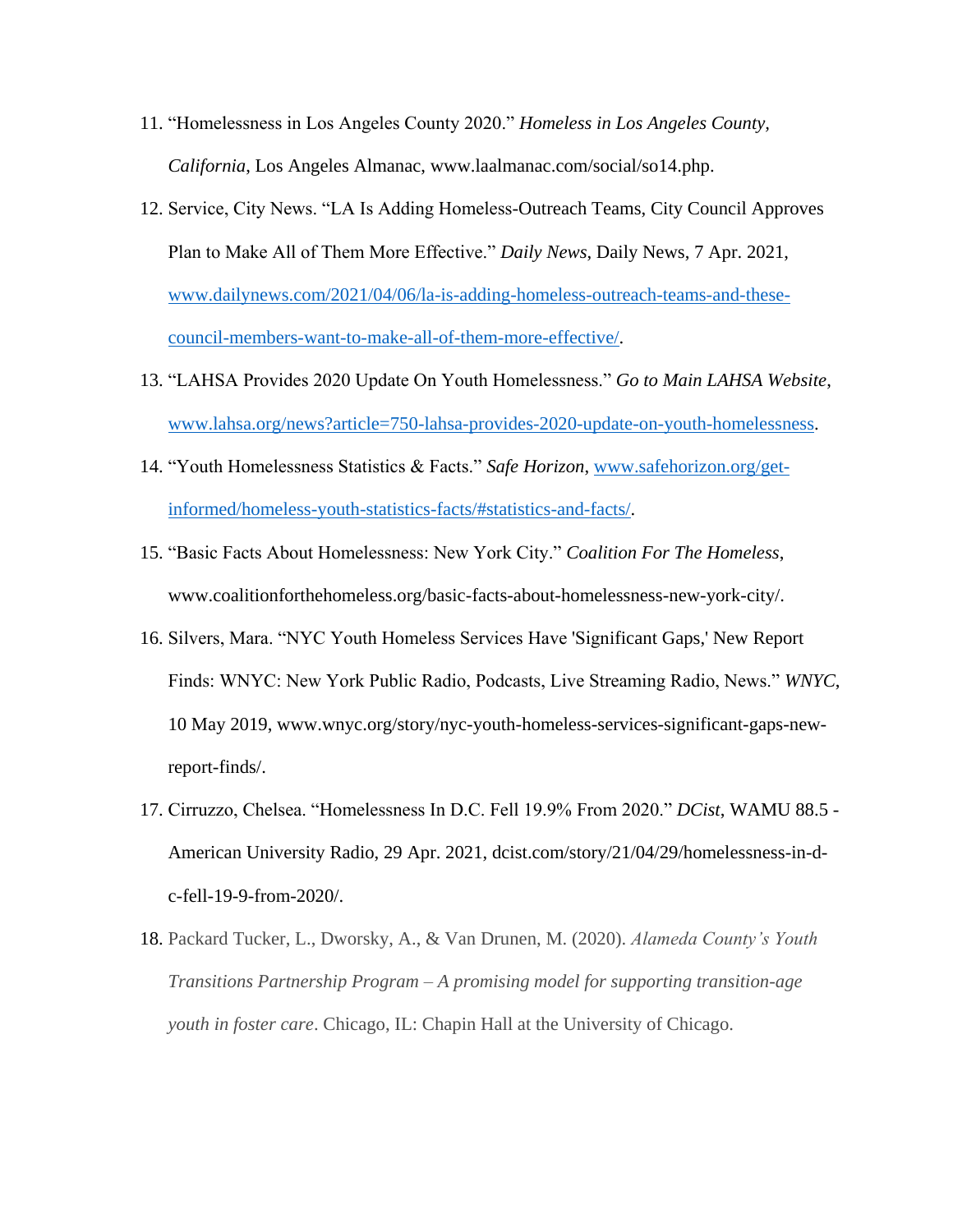11. "Homelessness in Los Angeles County 2020." *Homeless in Los Angeles County, California*, Los Angeles Almanac, www.laalmanac.com/social/so14.php.
12. Service, City News. "LA Is Adding Homeless-Outreach Teams, City Council Approves Plan to Make All of Them More Effective." *Daily News*, Daily News, 7 Apr. 2021, www.dailynews.com/2021/04/06/la-is-adding-homeless-outreach-teams-and-these-council-members-want-to-make-all-of-them-more-effective/.
13. "LAHSA Provides 2020 Update On Youth Homelessness." *Go to Main LAHSA Website*, www.lahsa.org/news?article=750-lahsa-provides-2020-update-on-youth-homelessness.
14. "Youth Homelessness Statistics & Facts." *Safe Horizon*, www.safehorizon.org/get-informed/homeless-youth-statistics-facts/#statistics-and-facts/.
15. "Basic Facts About Homelessness: New York City." *Coalition For The Homeless*, www.coalitionforthehomeless.org/basic-facts-about-homelessness-new-york-city/.
16. Silvers, Mara. "NYC Youth Homeless Services Have 'Significant Gaps,' New Report Finds: WNYC: New York Public Radio, Podcasts, Live Streaming Radio, News." *WNYC*, 10 May 2019, www.wnyc.org/story/nyc-youth-homeless-services-significant-gaps-new-report-finds/.
17. Cirruzzo, Chelsea. "Homelessness In D.C. Fell 19.9% From 2020." *DCist*, WAMU 88.5 - American University Radio, 29 Apr. 2021, dcist.com/story/21/04/29/homelessness-in-d-c-fell-19-9-from-2020/.
18. Packard Tucker, L., Dworsky, A., & Van Drunen, M. (2020). *Alameda County's Youth Transitions Partnership Program – A promising model for supporting transition-age youth in foster care*. Chicago, IL: Chapin Hall at the University of Chicago.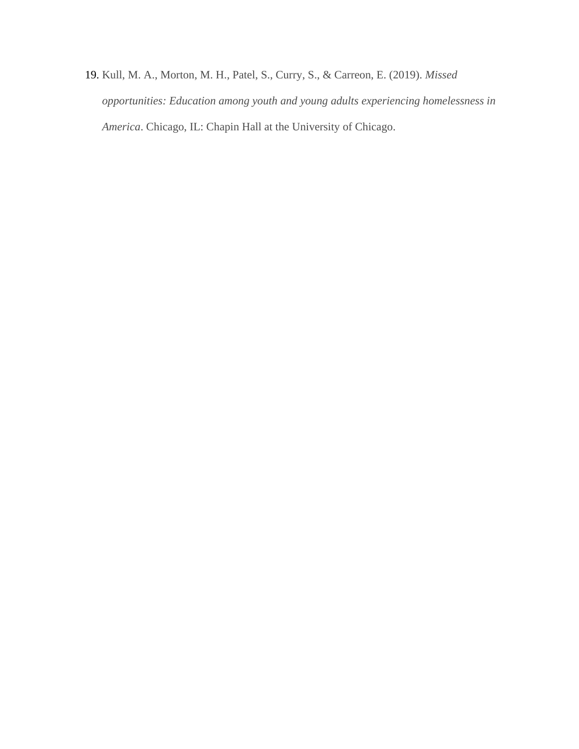19. Kull, M. A., Morton, M. H., Patel, S., Curry, S., & Carreon, E. (2019). *Missed opportunities: Education among youth and young adults experiencing homelessness in America*. Chicago, IL: Chapin Hall at the University of Chicago.